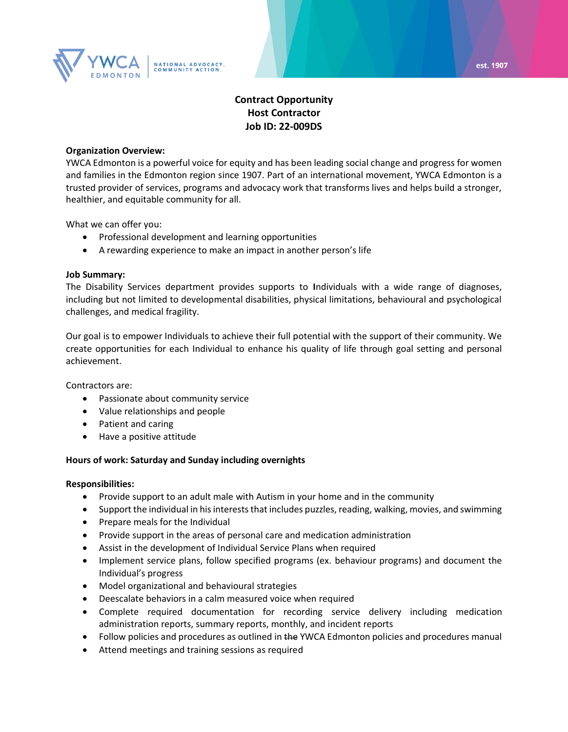# Contract Opportunity
# Host Contractor
# Job ID: 22-009DS

**Organization Overview:**
YWCA Edmonton is a powerful voice for equity and has been leading social change and progress for women and families in the Edmonton region since 1907. Part of an international movement, YWCA Edmonton is a trusted provider of services, programs and advocacy work that transforms lives and helps build a stronger, healthier, and equitable community for all.

What we can offer you:

- Professional development and learning opportunities
- A rewarding experience to make an impact in another person's life

**Job Summary:**
The Disability Services department provides supports to Individuals with a wide range of diagnoses, including but not limited to developmental disabilities, physical limitations, behavioural and psychological challenges, and medical fragility.

Our goal is to empower Individuals to achieve their full potential with the support of their community. We create opportunities for each Individual to enhance his quality of life through goal setting and personal achievement.

Contractors are:

- Passionate about community service
- Value relationships and people
- Patient and caring
- Have a positive attitude

**Hours of work: Saturday and Sunday including overnights**

**Responsibilities:**

- Provide support to an adult male with Autism in your home and in the community
- Support the individual in his interests that includes puzzles, reading, walking, movies, and swimming
- Prepare meals for the Individual
- Provide support in the areas of personal care and medication administration
- Assist in the development of Individual Service Plans when required
- Implement service plans, follow specified programs (ex. behaviour programs) and document the Individual's progress
- Model organizational and behavioural strategies
- Deescalate behaviors in a calm measured voice when required
- Complete required documentation for recording service delivery including medication administration reports, summary reports, monthly, and incident reports
- Follow policies and procedures as outlined in ~~the~~ YWCA Edmonton policies and procedures manual
- Attend meetings and training sessions as required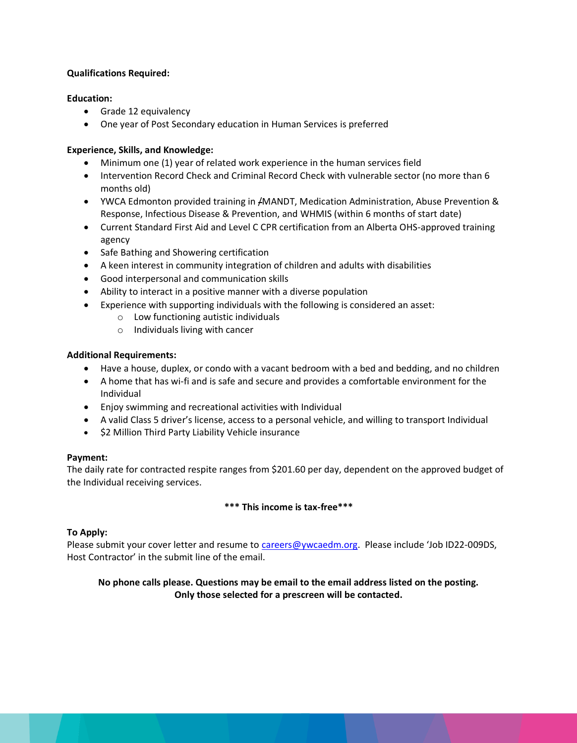**Qualifications Required:**

**Education:**

- Grade 12 equivalency
- One year of Post Secondary education in Human Services is preferred

**Experience, Skills, and Knowledge:**

- Minimum one (1) year of related work experience in the human services field
- Intervention Record Check and Criminal Record Check with vulnerable sector (no more than 6 months old)
- YWCA Edmonton provided training in /MANDT, Medication Administration, Abuse Prevention & Response, Infectious Disease & Prevention, and WHMIS (within 6 months of start date)
- Current Standard First Aid and Level C CPR certification from an Alberta OHS-approved training agency
- Safe Bathing and Showering certification
- A keen interest in community integration of children and adults with disabilities
- Good interpersonal and communication skills
- Ability to interact in a positive manner with a diverse population
- Experience with supporting individuals with the following is considered an asset:
  - Low functioning autistic individuals
  - Individuals living with cancer

**Additional Requirements:**

- Have a house, duplex, or condo with a vacant bedroom with a bed and bedding, and no children
- A home that has wi-fi and is safe and secure and provides a comfortable environment for the Individual
- Enjoy swimming and recreational activities with Individual
- A valid Class 5 driver's license, access to a personal vehicle, and willing to transport Individual
- $2 Million Third Party Liability Vehicle insurance

**Payment:**
The daily rate for contracted respite ranges from $201.60 per day, dependent on the approved budget of the Individual receiving services.

**\*\*\* This income is tax-free\*\*\***

**To Apply:**
Please submit your cover letter and resume to [careers@ywcaedm.org](mailto:careers@ywcaedm.org). Please include 'Job ID22-009DS, Host Contractor' in the submit line of the email.

**No phone calls please. Questions may be email to the email address listed on the posting.**
**Only those selected for a prescreen will be contacted.**